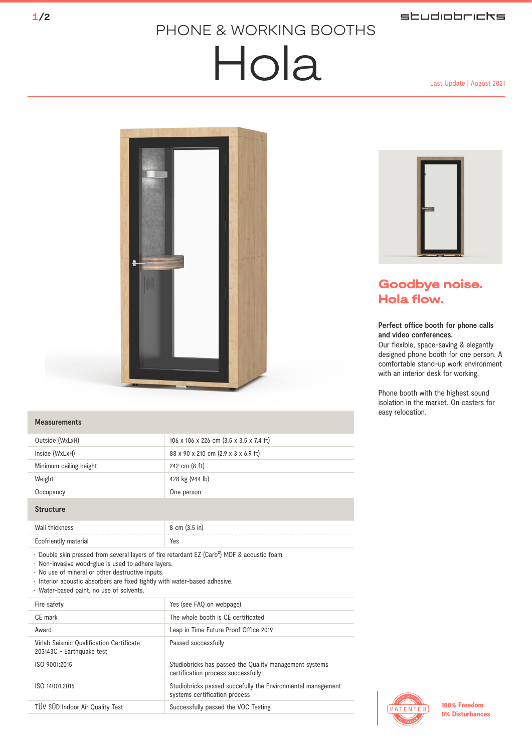studiobricks

# PHONE & WORKING BOOTHS

# Hola

Last Update | August 2021

## Goodbye noise. Hola flow.

**Perfect office booth for phone calls and video conferences.**
Our flexible, space-saving & elegantly designed phone booth for one person. A comfortable stand-up work environment with an interior desk for working.

Phone booth with the highest sound isolation in the market. On casters for easy relocation.

| Measurements | |
|---|---|
| Outside (WxLxH) | 106 x 106 x 226 cm (3.5 x 3.5 x 7.4 ft) |
| Inside (WxLxH) | 88 x 90 x 210 cm (2.9 x 3 x 6.9 ft) |
| Minimum ceiling height | 242 cm (8 ft) |
| Weight | 428 kg (944 lb) |
| Occupancy | One person |

| Structure | |
|---|---|
| Wall thickness | 8 cm (3.5 in) |
| Ecofriendly material | Yes |

- Double skin pressed from several layers of fire retardant EZ (Carb²) MDF & acoustic foam.
- Non-invasive wood-glue is used to adhere layers.
- No use of mineral or other destructive inputs.
- Interior acoustic absorbers are fixed tightly with water-based adhesive.
- Water-based paint, no use of solvents.

| | |
|---|---|
| Fire safety | Yes (see FAQ on webpage) |
| CE mark | The whole booth is CE certificated |
| Award | Leap in Time Future Proof Office 2019 |
| Virlab Seismic Qualification Certificate 203143C - Earthquake test | Passed successfully |
| ISO 9001:2015 | Studiobricks has passed the Quality management systems certification process successfully |
| ISO 14001:2015 | Studiobricks passed succefully the Environmental management systems certification process |
| TÜV SÜD Indoor Air Quality Test | Successfully passed the VOC Testing |

PATENTED

**100% Freedom**
**0% Disturbances**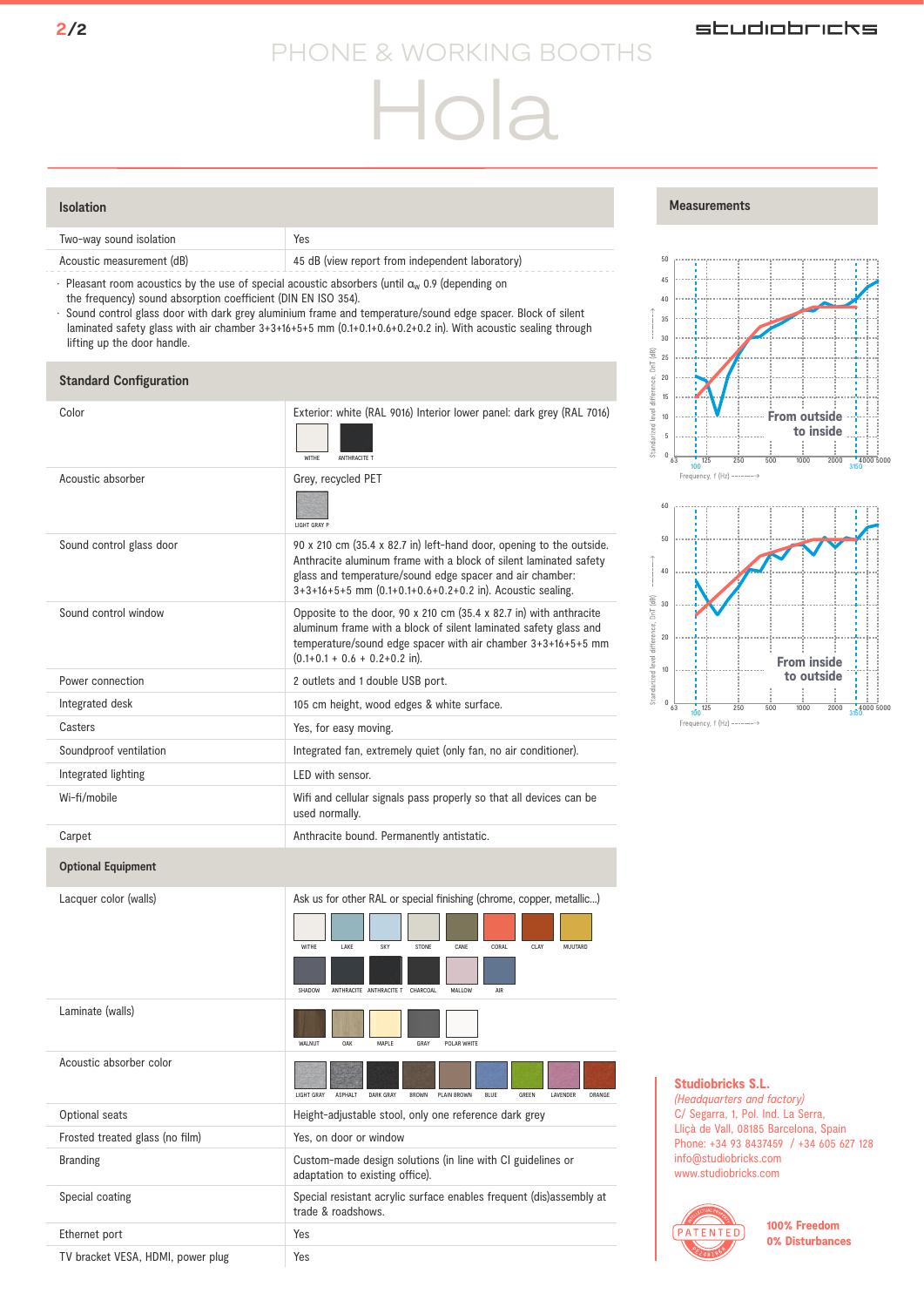PHONE & WORKING BOOTHS

# Hola

## Isolation

| | |
|---|---|
| Two-way sound isolation | Yes |
| Acoustic measurement (dB) | 45 dB (view report from independent laboratory) |

- Pleasant room acoustics by the use of special acoustic absorbers (until $\alpha_w$ 0.9 (depending on the frequency) sound absorption coefficient (DIN EN ISO 354).
- Sound control glass door with dark grey aluminium frame and temperature/sound edge spacer. Block of silent laminated safety glass with air chamber 3+3+16+5+5 mm (0.1+0.1+0.6+0.2+0.2 in). With acoustic sealing through lifting up the door handle.

## Standard Configuration

| | |
|---|---|
| Color | Exterior: white (RAL 9016) Interior lower panel: dark grey (RAL 7016) WITHE, ANTHRACITE T |
| Acoustic absorber | Grey, recycled PET LIGHT GRAY P |
| Sound control glass door | 90 x 210 cm (35.4 x 82.7 in) left-hand door, opening to the outside. Anthracite aluminum frame with a block of silent laminated safety glass and temperature/sound edge spacer and air chamber: 3+3+16+5+5 mm (0.1+0.1+0.6+0.2+0.2 in). Acoustic sealing. |
| Sound control window | Opposite to the door, 90 x 210 cm (35.4 x 82.7 in) with anthracite aluminum frame with a block of silent laminated safety glass and temperature/sound edge spacer with air chamber 3+3+16+5+5 mm (0.1+0.1 + 0.6 + 0.2+0.2 in). |
| Power connection | 2 outlets and 1 double USB port. |
| Integrated desk | 105 cm height, wood edges & white surface. |
| Casters | Yes, for easy moving. |
| Soundproof ventilation | Integrated fan, extremely quiet (only fan, no air conditioner). |
| Integrated lighting | LED with sensor. |
| Wi-fi/mobile | Wifi and cellular signals pass properly so that all devices can be used normally. |
| Carpet | Anthracite bound. Permanently antistatic. |

## Optional Equipment

| | |
|---|---|
| Lacquer color (walls) | Ask us for other RAL or special finishing (chrome, copper, metallic...) WITHE, LAKE, SKY, STONE, CANE, CORAL, CLAY, MUUTARD, SHADOW, ANTHRACITE, ANTHRACITE T, CHARCOAL, MALLOW, AIR |
| Laminate (walls) | WALNUT, OAK, MAPLE, GRAY, POLAR WHITE |
| Acoustic absorber color | LIGHT GRAY, ASPHALT, DARK GRAY, BROWN, PLAIN BROWN, BLUE, GREEN, LAVENDER, ORANGE |
| Optional seats | Height-adjustable stool, only one reference dark grey |
| Frosted treated glass (no film) | Yes, on door or window |
| Branding | Custom-made design solutions (in line with CI guidelines or adaptation to existing office). |
| Special coating | Special resistant acrylic surface enables frequent (dis)assembly at trade & roadshows. |
| Ethernet port | Yes |
| TV bracket VESA, HDMI, power plug | Yes |

## Measurements

Standarized level difference, DnT (dB)
0 5 10 15 20 25 30 35 40 45 50
63 100 125 250 500 1000 2000 3150 4000 5000
Frequency, f (Hz)
From outside to inside

Standarized level difference, DnT (dB)
0 10 20 30 40 50 60
63 100 125 250 500 1000 2000 3150 4000 5000
Frequency, f (Hz)
From inside to outside

**Studiobricks S.L.**
*(Headquarters and factory)*
C/ Segarra, 1, Pol. Ind. La Serra,
Lliçà de Vall, 08185 Barcelona, Spain
Phone: +34 93 8437459 / +34 605 627 128
info@studiobricks.com
www.studiobricks.com

PATENTED

**100% Freedom**
**0% Disturbances**